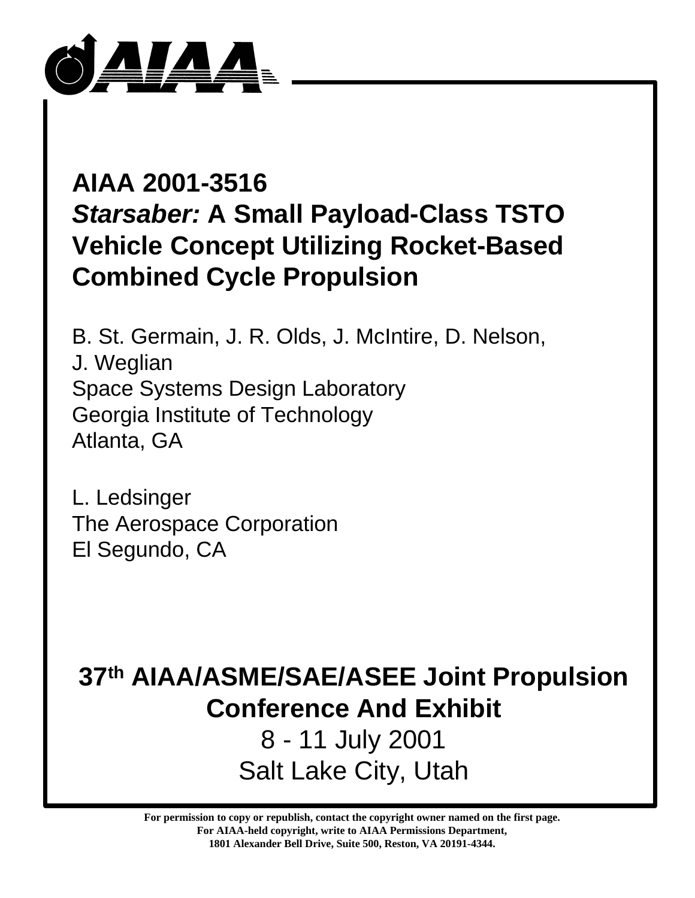# AIAA 2001-3516

# *Starsaber:* A Small Payload-Class TSTO Vehicle Concept Utilizing Rocket-Based Combined Cycle Propulsion

B. St. Germain, J. R. Olds, J. McIntire, D. Nelson,
J. Weglian
Space Systems Design Laboratory
Georgia Institute of Technology
Atlanta, GA

L. Ledsinger
The Aerospace Corporation
El Segundo, CA

## 37th AIAA/ASME/SAE/ASEE Joint Propulsion Conference And Exhibit

8 - 11 July 2001
Salt Lake City, Utah

**For permission to copy or republish, contact the copyright owner named on the first page.**
**For AIAA-held copyright, write to AIAA Permissions Department,**
**1801 Alexander Bell Drive, Suite 500, Reston, VA 20191-4344.**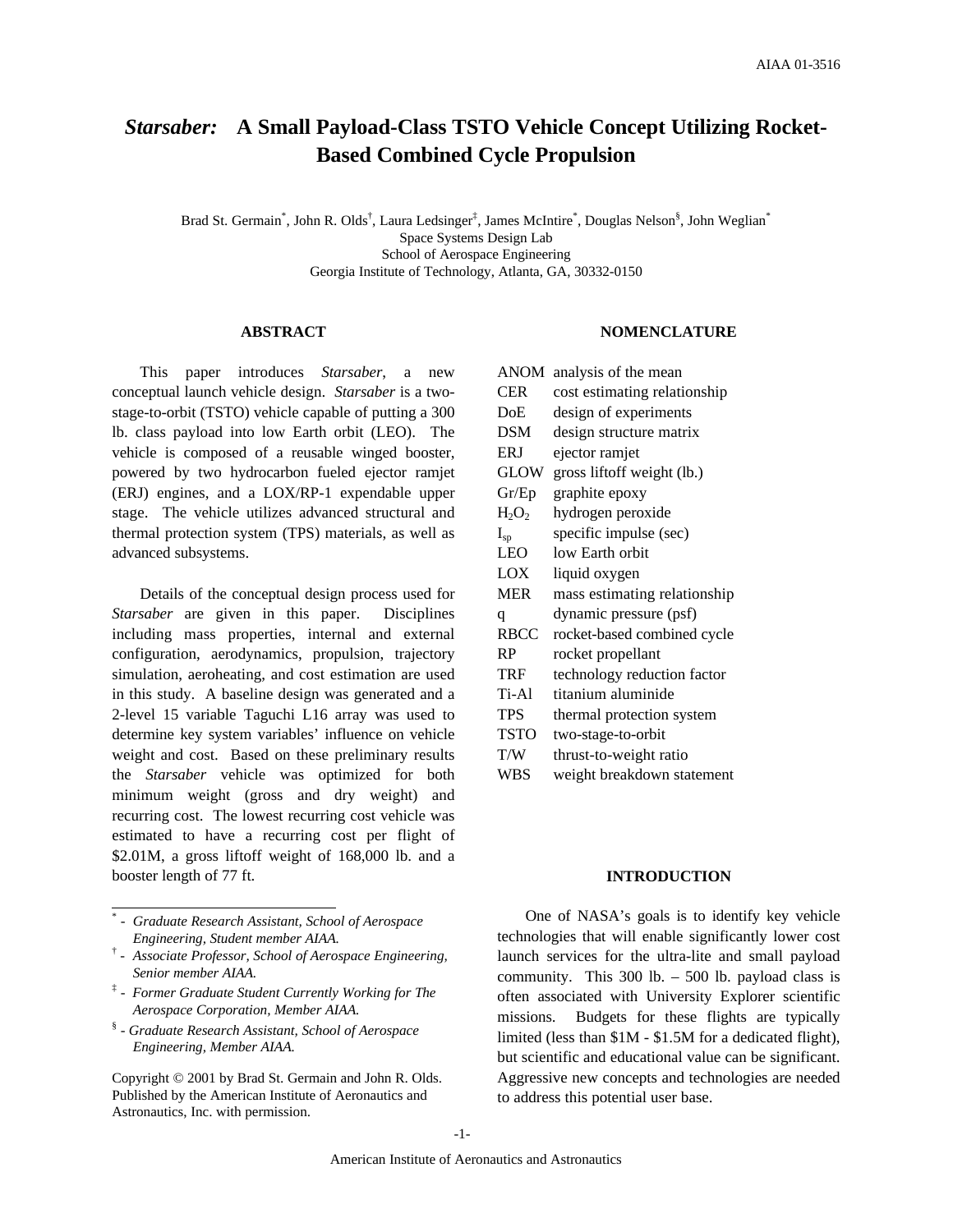# *Starsaber:* A Small Payload-Class TSTO Vehicle Concept Utilizing Rocket-Based Combined Cycle Propulsion

Brad St. Germain[*], John R. Olds[†], Laura Ledsinger[‡], James McIntire[*], Douglas Nelson[§], John Weglian[*]
Space Systems Design Lab
School of Aerospace Engineering
Georgia Institute of Technology, Atlanta, GA, 30332-0150

## ABSTRACT

This paper introduces *Starsaber*, a new conceptual launch vehicle design. *Starsaber* is a two-stage-to-orbit (TSTO) vehicle capable of putting a 300 lb. class payload into low Earth orbit (LEO). The vehicle is composed of a reusable winged booster, powered by two hydrocarbon fueled ejector ramjet (ERJ) engines, and a LOX/RP-1 expendable upper stage. The vehicle utilizes advanced structural and thermal protection system (TPS) materials, as well as advanced subsystems.

Details of the conceptual design process used for *Starsaber* are given in this paper. Disciplines including mass properties, internal and external configuration, aerodynamics, propulsion, trajectory simulation, aeroheating, and cost estimation are used in this study. A baseline design was generated and a 2-level 15 variable Taguchi L16 array was used to determine key system variables' influence on vehicle weight and cost. Based on these preliminary results the *Starsaber* vehicle was optimized for both minimum weight (gross and dry weight) and recurring cost. The lowest recurring cost vehicle was estimated to have a recurring cost per flight of $2.01M, a gross liftoff weight of 168,000 lb. and a booster length of 77 ft.

[*] - *Graduate Research Assistant, School of Aerospace Engineering, Student member AIAA.*

[†] - *Associate Professor, School of Aerospace Engineering, Senior member AIAA.*

[‡] - *Former Graduate Student Currently Working for The Aerospace Corporation, Member AIAA.*

[§] - *Graduate Research Assistant, School of Aerospace Engineering, Member AIAA.*

Copyright © 2001 by Brad St. Germain and John R. Olds. Published by the American Institute of Aeronautics and Astronautics, Inc. with permission.

## NOMENCLATURE

| | |
|---|---|
| ANOM | analysis of the mean |
| CER | cost estimating relationship |
| DoE | design of experiments |
| DSM | design structure matrix |
| ERJ | ejector ramjet |
| GLOW | gross liftoff weight (lb.) |
| Gr/Ep | graphite epoxy |
| $H_2O_2$ | hydrogen peroxide |
| $I_{sp}$ | specific impulse (sec) |
| LEO | low Earth orbit |
| LOX | liquid oxygen |
| MER | mass estimating relationship |
| q | dynamic pressure (psf) |
| RBCC | rocket-based combined cycle |
| RP | rocket propellant |
| TRF | technology reduction factor |
| Ti-Al | titanium aluminide |
| TPS | thermal protection system |
| TSTO | two-stage-to-orbit |
| T/W | thrust-to-weight ratio |
| WBS | weight breakdown statement |

## INTRODUCTION

One of NASA's goals is to identify key vehicle technologies that will enable significantly lower cost launch services for the ultra-lite and small payload community. This 300 lb. – 500 lb. payload class is often associated with University Explorer scientific missions. Budgets for these flights are typically limited (less than $1M - $1.5M for a dedicated flight), but scientific and educational value can be significant. Aggressive new concepts and technologies are needed to address this potential user base.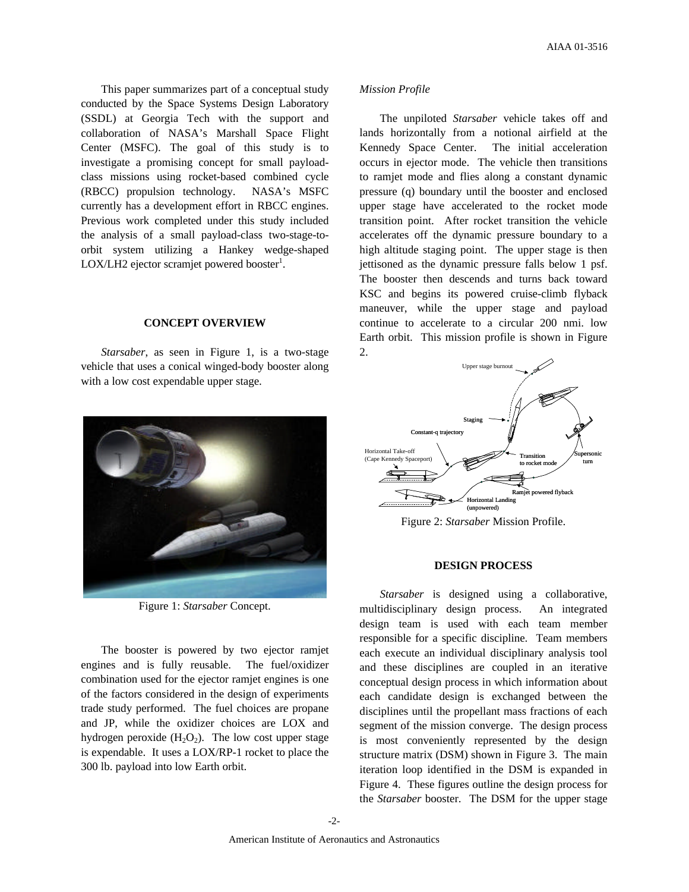This paper summarizes part of a conceptual study conducted by the Space Systems Design Laboratory (SSDL) at Georgia Tech with the support and collaboration of NASA's Marshall Space Flight Center (MSFC). The goal of this study is to investigate a promising concept for small payload-class missions using rocket-based combined cycle (RBCC) propulsion technology. NASA's MSFC currently has a development effort in RBCC engines. Previous work completed under this study included the analysis of a small payload-class two-stage-to-orbit system utilizing a Hankey wedge-shaped LOX/LH2 ejector scramjet powered booster[1].

## CONCEPT OVERVIEW

*Starsaber*, as seen in Figure 1, is a two-stage vehicle that uses a conical winged-body booster along with a low cost expendable upper stage.

Figure 1: *Starsaber* Concept.

The booster is powered by two ejector ramjet engines and is fully reusable. The fuel/oxidizer combination used for the ejector ramjet engines is one of the factors considered in the design of experiments trade study performed. The fuel choices are propane and JP, while the oxidizer choices are LOX and hydrogen peroxide ($H_2O_2$). The low cost upper stage is expendable. It uses a LOX/RP-1 rocket to place the 300 lb. payload into low Earth orbit.

### *Mission Profile*

The unpiloted *Starsaber* vehicle takes off and lands horizontally from a notional airfield at the Kennedy Space Center. The initial acceleration occurs in ejector mode. The vehicle then transitions to ramjet mode and flies along a constant dynamic pressure (q) boundary until the booster and enclosed upper stage have accelerated to the rocket mode transition point. After rocket transition the vehicle accelerates off the dynamic pressure boundary to a high altitude staging point. The upper stage is then jettisoned as the dynamic pressure falls below 1 psf. The booster then descends and turns back toward KSC and begins its powered cruise-climb flyback maneuver, while the upper stage and payload continue to accelerate to a circular 200 nmi. low Earth orbit. This mission profile is shown in Figure 2.

Figure 2: *Starsaber* Mission Profile.

## DESIGN PROCESS

*Starsaber* is designed using a collaborative, multidisciplinary design process. An integrated design team is used with each team member responsible for a specific discipline. Team members each execute an individual disciplinary analysis tool and these disciplines are coupled in an iterative conceptual design process in which information about each candidate design is exchanged between the disciplines until the propellant mass fractions of each segment of the mission converge. The design process is most conveniently represented by the design structure matrix (DSM) shown in Figure 3. The main iteration loop identified in the DSM is expanded in Figure 4. These figures outline the design process for the *Starsaber* booster. The DSM for the upper stage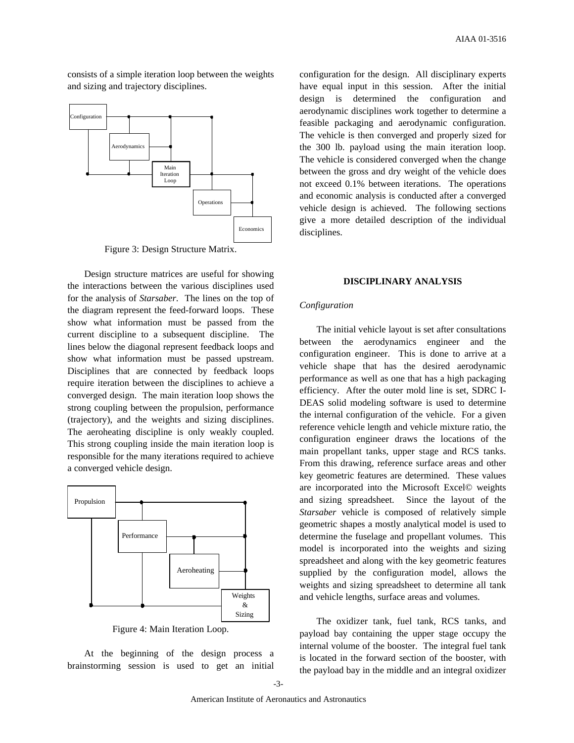consists of a simple iteration loop between the weights and sizing and trajectory disciplines.

Figure 3: Design Structure Matrix.

Design structure matrices are useful for showing the interactions between the various disciplines used for the analysis of *Starsaber*. The lines on the top of the diagram represent the feed-forward loops. These show what information must be passed from the current discipline to a subsequent discipline. The lines below the diagonal represent feedback loops and show what information must be passed upstream. Disciplines that are connected by feedback loops require iteration between the disciplines to achieve a converged design. The main iteration loop shows the strong coupling between the propulsion, performance (trajectory), and the weights and sizing disciplines. The aeroheating discipline is only weakly coupled. This strong coupling inside the main iteration loop is responsible for the many iterations required to achieve a converged vehicle design.

Figure 4: Main Iteration Loop.

At the beginning of the design process a brainstorming session is used to get an initial configuration for the design. All disciplinary experts have equal input in this session. After the initial design is determined the configuration and aerodynamic disciplines work together to determine a feasible packaging and aerodynamic configuration. The vehicle is then converged and properly sized for the 300 lb. payload using the main iteration loop. The vehicle is considered converged when the change between the gross and dry weight of the vehicle does not exceed 0.1% between iterations. The operations and economic analysis is conducted after a converged vehicle design is achieved. The following sections give a more detailed description of the individual disciplines.

## DISCIPLINARY ANALYSIS

### *Configuration*

The initial vehicle layout is set after consultations between the aerodynamics engineer and the configuration engineer. This is done to arrive at a vehicle shape that has the desired aerodynamic performance as well as one that has a high packaging efficiency. After the outer mold line is set, SDRC I-DEAS solid modeling software is used to determine the internal configuration of the vehicle. For a given reference vehicle length and vehicle mixture ratio, the configuration engineer draws the locations of the main propellant tanks, upper stage and RCS tanks. From this drawing, reference surface areas and other key geometric features are determined. These values are incorporated into the Microsoft Excel© weights and sizing spreadsheet. Since the layout of the *Starsaber* vehicle is composed of relatively simple geometric shapes a mostly analytical model is used to determine the fuselage and propellant volumes. This model is incorporated into the weights and sizing spreadsheet and along with the key geometric features supplied by the configuration model, allows the weights and sizing spreadsheet to determine all tank and vehicle lengths, surface areas and volumes.

The oxidizer tank, fuel tank, RCS tanks, and payload bay containing the upper stage occupy the internal volume of the booster. The integral fuel tank is located in the forward section of the booster, with the payload bay in the middle and an integral oxidizer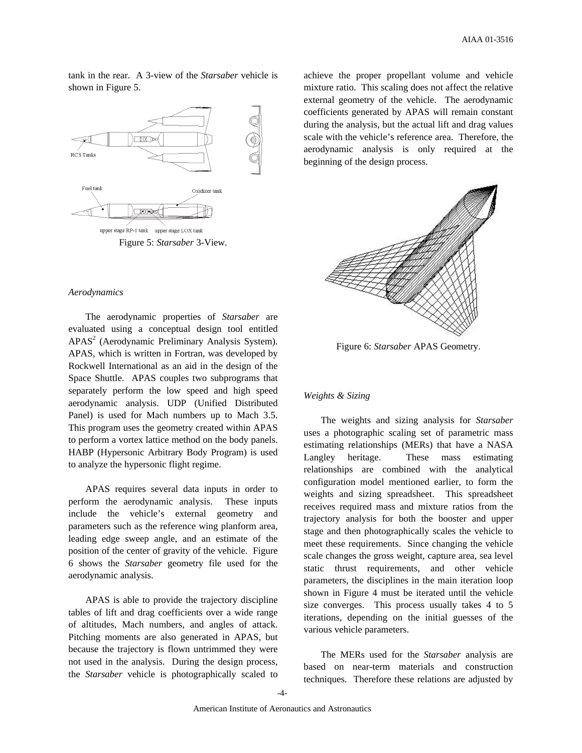tank in the rear. A 3-view of the *Starsaber* vehicle is shown in Figure 5.

Figure 5: *Starsaber* 3-View.

*Aerodynamics*

The aerodynamic properties of *Starsaber* are evaluated using a conceptual design tool entitled APAS[2] (Aerodynamic Preliminary Analysis System). APAS, which is written in Fortran, was developed by Rockwell International as an aid in the design of the Space Shuttle. APAS couples two subprograms that separately perform the low speed and high speed aerodynamic analysis. UDP (Unified Distributed Panel) is used for Mach numbers up to Mach 3.5. This program uses the geometry created within APAS to perform a vortex lattice method on the body panels. HABP (Hypersonic Arbitrary Body Program) is used to analyze the hypersonic flight regime.

APAS requires several data inputs in order to perform the aerodynamic analysis. These inputs include the vehicle's external geometry and parameters such as the reference wing planform area, leading edge sweep angle, and an estimate of the position of the center of gravity of the vehicle. Figure 6 shows the *Starsaber* geometry file used for the aerodynamic analysis.

APAS is able to provide the trajectory discipline tables of lift and drag coefficients over a wide range of altitudes, Mach numbers, and angles of attack. Pitching moments are also generated in APAS, but because the trajectory is flown untrimmed they were not used in the analysis. During the design process, the *Starsaber* vehicle is photographically scaled to achieve the proper propellant volume and vehicle mixture ratio. This scaling does not affect the relative external geometry of the vehicle. The aerodynamic coefficients generated by APAS will remain constant during the analysis, but the actual lift and drag values scale with the vehicle's reference area. Therefore, the aerodynamic analysis is only required at the beginning of the design process.

Figure 6: *Starsaber* APAS Geometry.

*Weights & Sizing*

The weights and sizing analysis for *Starsaber* uses a photographic scaling set of parametric mass estimating relationships (MERs) that have a NASA Langley heritage. These mass estimating relationships are combined with the analytical configuration model mentioned earlier, to form the weights and sizing spreadsheet. This spreadsheet receives required mass and mixture ratios from the trajectory analysis for both the booster and upper stage and then photographically scales the vehicle to meet these requirements. Since changing the vehicle scale changes the gross weight, capture area, sea level static thrust requirements, and other vehicle parameters, the disciplines in the main iteration loop shown in Figure 4 must be iterated until the vehicle size converges. This process usually takes 4 to 5 iterations, depending on the initial guesses of the various vehicle parameters.

The MERs used for the *Starsaber* analysis are based on near-term materials and construction techniques. Therefore these relations are adjusted by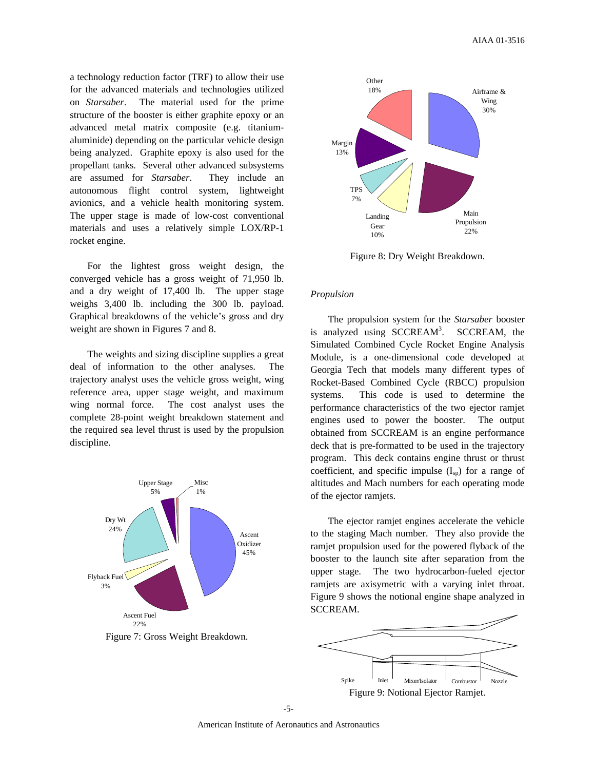a technology reduction factor (TRF) to allow their use for the advanced materials and technologies utilized on *Starsaber*. The material used for the prime structure of the booster is either graphite epoxy or an advanced metal matrix composite (e.g. titanium-aluminide) depending on the particular vehicle design being analyzed. Graphite epoxy is also used for the propellant tanks. Several other advanced subsystems are assumed for *Starsaber*. They include an autonomous flight control system, lightweight avionics, and a vehicle health monitoring system. The upper stage is made of low-cost conventional materials and uses a relatively simple LOX/RP-1 rocket engine.

For the lightest gross weight design, the converged vehicle has a gross weight of 71,950 lb. and a dry weight of 17,400 lb. The upper stage weighs 3,400 lb. including the 300 lb. payload. Graphical breakdowns of the vehicle's gross and dry weight are shown in Figures 7 and 8.

The weights and sizing discipline supplies a great deal of information to the other analyses. The trajectory analyst uses the vehicle gross weight, wing reference area, upper stage weight, and maximum wing normal force. The cost analyst uses the complete 28-point weight breakdown statement and the required sea level thrust is used by the propulsion discipline.

Figure 7: Gross Weight Breakdown.

Figure 8: Dry Weight Breakdown.

*Propulsion*

The propulsion system for the *Starsaber* booster is analyzed using SCCREAM[3]. SCCREAM, the Simulated Combined Cycle Rocket Engine Analysis Module, is a one-dimensional code developed at Georgia Tech that models many different types of Rocket-Based Combined Cycle (RBCC) propulsion systems. This code is used to determine the performance characteristics of the two ejector ramjet engines used to power the booster. The output obtained from SCCREAM is an engine performance deck that is pre-formatted to be used in the trajectory program. This deck contains engine thrust or thrust coefficient, and specific impulse ($I_{sp}$) for a range of altitudes and Mach numbers for each operating mode of the ejector ramjets.

The ejector ramjet engines accelerate the vehicle to the staging Mach number. They also provide the ramjet propulsion used for the powered flyback of the booster to the launch site after separation from the upper stage. The two hydrocarbon-fueled ejector ramjets are axisymetric with a varying inlet throat. Figure 9 shows the notional engine shape analyzed in SCCREAM.

Figure 9: Notional Ejector Ramjet.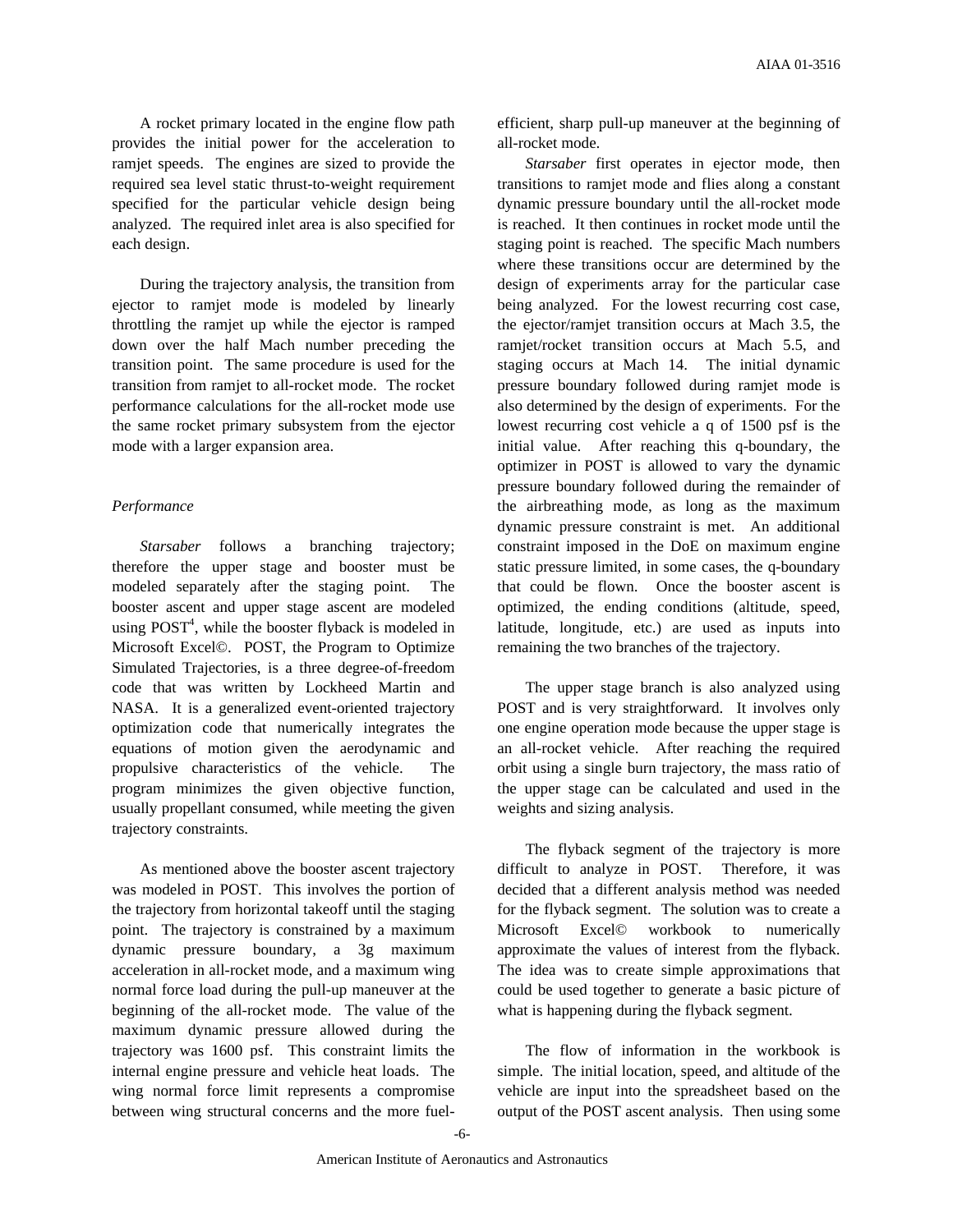A rocket primary located in the engine flow path provides the initial power for the acceleration to ramjet speeds. The engines are sized to provide the required sea level static thrust-to-weight requirement specified for the particular vehicle design being analyzed. The required inlet area is also specified for each design.

During the trajectory analysis, the transition from ejector to ramjet mode is modeled by linearly throttling the ramjet up while the ejector is ramped down over the half Mach number preceding the transition point. The same procedure is used for the transition from ramjet to all-rocket mode. The rocket performance calculations for the all-rocket mode use the same rocket primary subsystem from the ejector mode with a larger expansion area.

*Performance*

*Starsaber* follows a branching trajectory; therefore the upper stage and booster must be modeled separately after the staging point. The booster ascent and upper stage ascent are modeled using POST[4], while the booster flyback is modeled in Microsoft Excel©. POST, the Program to Optimize Simulated Trajectories, is a three degree-of-freedom code that was written by Lockheed Martin and NASA. It is a generalized event-oriented trajectory optimization code that numerically integrates the equations of motion given the aerodynamic and propulsive characteristics of the vehicle. The program minimizes the given objective function, usually propellant consumed, while meeting the given trajectory constraints.

As mentioned above the booster ascent trajectory was modeled in POST. This involves the portion of the trajectory from horizontal takeoff until the staging point. The trajectory is constrained by a maximum dynamic pressure boundary, a 3g maximum acceleration in all-rocket mode, and a maximum wing normal force load during the pull-up maneuver at the beginning of the all-rocket mode. The value of the maximum dynamic pressure allowed during the trajectory was 1600 psf. This constraint limits the internal engine pressure and vehicle heat loads. The wing normal force limit represents a compromise between wing structural concerns and the more fuel-efficient, sharp pull-up maneuver at the beginning of all-rocket mode.

*Starsaber* first operates in ejector mode, then transitions to ramjet mode and flies along a constant dynamic pressure boundary until the all-rocket mode is reached. It then continues in rocket mode until the staging point is reached. The specific Mach numbers where these transitions occur are determined by the design of experiments array for the particular case being analyzed. For the lowest recurring cost case, the ejector/ramjet transition occurs at Mach 3.5, the ramjet/rocket transition occurs at Mach 5.5, and staging occurs at Mach 14. The initial dynamic pressure boundary followed during ramjet mode is also determined by the design of experiments. For the lowest recurring cost vehicle a q of 1500 psf is the initial value. After reaching this q-boundary, the optimizer in POST is allowed to vary the dynamic pressure boundary followed during the remainder of the airbreathing mode, as long as the maximum dynamic pressure constraint is met. An additional constraint imposed in the DoE on maximum engine static pressure limited, in some cases, the q-boundary that could be flown. Once the booster ascent is optimized, the ending conditions (altitude, speed, latitude, longitude, etc.) are used as inputs into remaining the two branches of the trajectory.

The upper stage branch is also analyzed using POST and is very straightforward. It involves only one engine operation mode because the upper stage is an all-rocket vehicle. After reaching the required orbit using a single burn trajectory, the mass ratio of the upper stage can be calculated and used in the weights and sizing analysis.

The flyback segment of the trajectory is more difficult to analyze in POST. Therefore, it was decided that a different analysis method was needed for the flyback segment. The solution was to create a Microsoft Excel© workbook to numerically approximate the values of interest from the flyback. The idea was to create simple approximations that could be used together to generate a basic picture of what is happening during the flyback segment.

The flow of information in the workbook is simple. The initial location, speed, and altitude of the vehicle are input into the spreadsheet based on the output of the POST ascent analysis. Then using some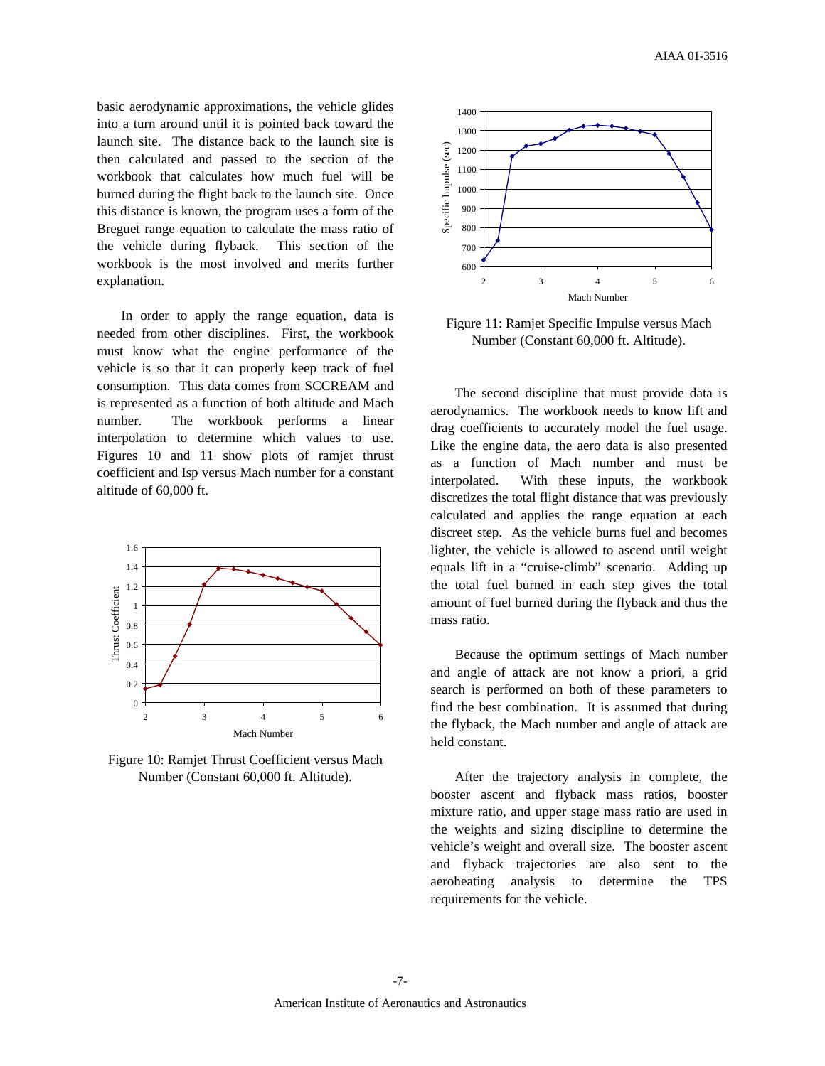basic aerodynamic approximations, the vehicle glides into a turn around until it is pointed back toward the launch site. The distance back to the launch site is then calculated and passed to the section of the workbook that calculates how much fuel will be burned during the flight back to the launch site. Once this distance is known, the program uses a form of the Breguet range equation to calculate the mass ratio of the vehicle during flyback. This section of the workbook is the most involved and merits further explanation.

In order to apply the range equation, data is needed from other disciplines. First, the workbook must know what the engine performance of the vehicle is so that it can properly keep track of fuel consumption. This data comes from SCCREAM and is represented as a function of both altitude and Mach number. The workbook performs a linear interpolation to determine which values to use. Figures 10 and 11 show plots of ramjet thrust coefficient and Isp versus Mach number for a constant altitude of 60,000 ft.

Figure 10: Ramjet Thrust Coefficient versus Mach Number (Constant 60,000 ft. Altitude).

Figure 11: Ramjet Specific Impulse versus Mach Number (Constant 60,000 ft. Altitude).

The second discipline that must provide data is aerodynamics. The workbook needs to know lift and drag coefficients to accurately model the fuel usage. Like the engine data, the aero data is also presented as a function of Mach number and must be interpolated. With these inputs, the workbook discretizes the total flight distance that was previously calculated and applies the range equation at each discreet step. As the vehicle burns fuel and becomes lighter, the vehicle is allowed to ascend until weight equals lift in a "cruise-climb" scenario. Adding up the total fuel burned in each step gives the total amount of fuel burned during the flyback and thus the mass ratio.

Because the optimum settings of Mach number and angle of attack are not know a priori, a grid search is performed on both of these parameters to find the best combination. It is assumed that during the flyback, the Mach number and angle of attack are held constant.

After the trajectory analysis in complete, the booster ascent and flyback mass ratios, booster mixture ratio, and upper stage mass ratio are used in the weights and sizing discipline to determine the vehicle's weight and overall size. The booster ascent and flyback trajectories are also sent to the aeroheating analysis to determine the TPS requirements for the vehicle.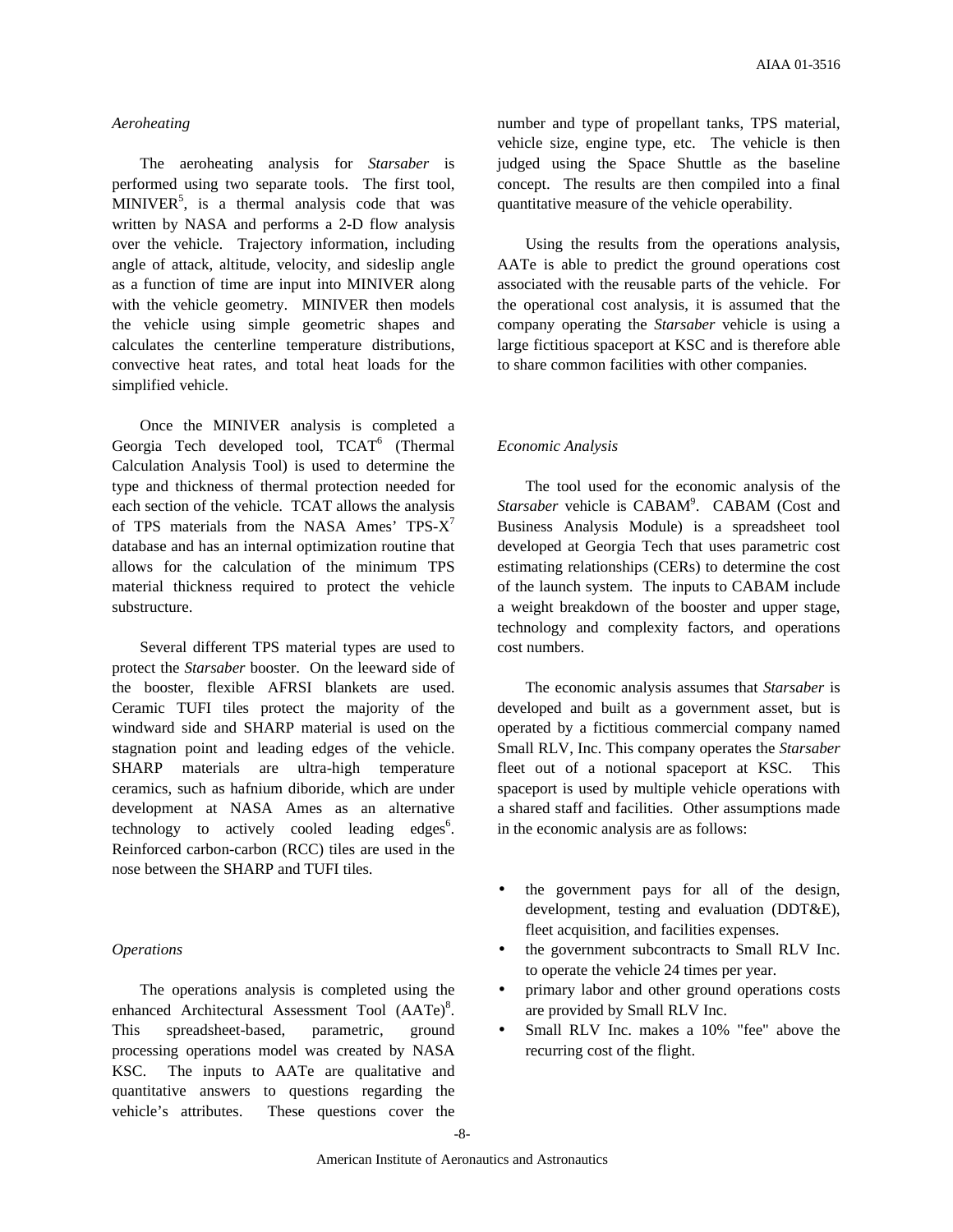*Aeroheating*

The aeroheating analysis for *Starsaber* is performed using two separate tools. The first tool, MINIVER[5], is a thermal analysis code that was written by NASA and performs a 2-D flow analysis over the vehicle. Trajectory information, including angle of attack, altitude, velocity, and sideslip angle as a function of time are input into MINIVER along with the vehicle geometry. MINIVER then models the vehicle using simple geometric shapes and calculates the centerline temperature distributions, convective heat rates, and total heat loads for the simplified vehicle.

Once the MINIVER analysis is completed a Georgia Tech developed tool, TCAT[6] (Thermal Calculation Analysis Tool) is used to determine the type and thickness of thermal protection needed for each section of the vehicle. TCAT allows the analysis of TPS materials from the NASA Ames' TPS-X[7] database and has an internal optimization routine that allows for the calculation of the minimum TPS material thickness required to protect the vehicle substructure.

Several different TPS material types are used to protect the *Starsaber* booster. On the leeward side of the booster, flexible AFRSI blankets are used. Ceramic TUFI tiles protect the majority of the windward side and SHARP material is used on the stagnation point and leading edges of the vehicle. SHARP materials are ultra-high temperature ceramics, such as hafnium diboride, which are under development at NASA Ames as an alternative technology to actively cooled leading edges[6]. Reinforced carbon-carbon (RCC) tiles are used in the nose between the SHARP and TUFI tiles.

*Operations*

The operations analysis is completed using the enhanced Architectural Assessment Tool (AATe)[8]. This spreadsheet-based, parametric, ground processing operations model was created by NASA KSC. The inputs to AATe are qualitative and quantitative answers to questions regarding the vehicle's attributes. These questions cover the number and type of propellant tanks, TPS material, vehicle size, engine type, etc. The vehicle is then judged using the Space Shuttle as the baseline concept. The results are then compiled into a final quantitative measure of the vehicle operability.

Using the results from the operations analysis, AATe is able to predict the ground operations cost associated with the reusable parts of the vehicle. For the operational cost analysis, it is assumed that the company operating the *Starsaber* vehicle is using a large fictitious spaceport at KSC and is therefore able to share common facilities with other companies.

*Economic Analysis*

The tool used for the economic analysis of the *Starsaber* vehicle is CABAM[9]. CABAM (Cost and Business Analysis Module) is a spreadsheet tool developed at Georgia Tech that uses parametric cost estimating relationships (CERs) to determine the cost of the launch system. The inputs to CABAM include a weight breakdown of the booster and upper stage, technology and complexity factors, and operations cost numbers.

The economic analysis assumes that *Starsaber* is developed and built as a government asset, but is operated by a fictitious commercial company named Small RLV, Inc. This company operates the *Starsaber* fleet out of a notional spaceport at KSC. This spaceport is used by multiple vehicle operations with a shared staff and facilities. Other assumptions made in the economic analysis are as follows:

- the government pays for all of the design, development, testing and evaluation (DDT&E), fleet acquisition, and facilities expenses.
- the government subcontracts to Small RLV Inc. to operate the vehicle 24 times per year.
- primary labor and other ground operations costs are provided by Small RLV Inc.
- Small RLV Inc. makes a 10% "fee" above the recurring cost of the flight.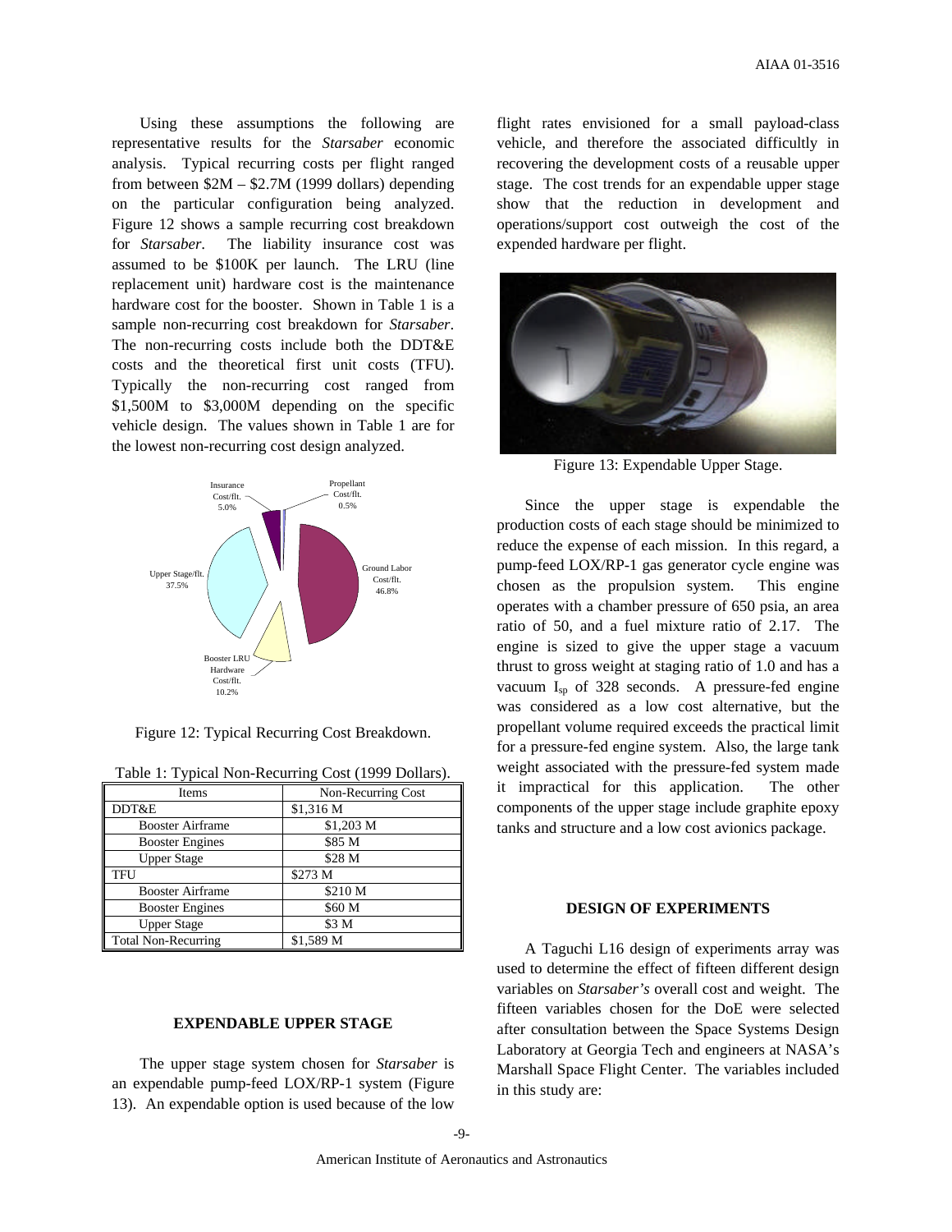Using these assumptions the following are representative results for the *Starsaber* economic analysis. Typical recurring costs per flight ranged from between \$2M – \$2.7M (1999 dollars) depending on the particular configuration being analyzed. Figure 12 shows a sample recurring cost breakdown for *Starsaber*. The liability insurance cost was assumed to be \$100K per launch. The LRU (line replacement unit) hardware cost is the maintenance hardware cost for the booster. Shown in Table 1 is a sample non-recurring cost breakdown for *Starsaber*. The non-recurring costs include both the DDT&E costs and the theoretical first unit costs (TFU). Typically the non-recurring cost ranged from \$1,500M to \$3,000M depending on the specific vehicle design. The values shown in Table 1 are for the lowest non-recurring cost design analyzed.

Figure 12: Typical Recurring Cost Breakdown.

Table 1: Typical Non-Recurring Cost (1999 Dollars).

| Items | Non-Recurring Cost |
|---|---|
| DDT&E | \$1,316 M |
| Booster Airframe | \$1,203 M |
| Booster Engines | \$85 M |
| Upper Stage | \$28 M |
| TFU | \$273 M |
| Booster Airframe | \$210 M |
| Booster Engines | \$60 M |
| Upper Stage | \$3 M |
| Total Non-Recurring | \$1,589 M |

## EXPENDABLE UPPER STAGE

The upper stage system chosen for *Starsaber* is an expendable pump-feed LOX/RP-1 system (Figure 13). An expendable option is used because of the low flight rates envisioned for a small payload-class vehicle, and therefore the associated difficultly in recovering the development costs of a reusable upper stage. The cost trends for an expendable upper stage show that the reduction in development and operations/support cost outweigh the cost of the expended hardware per flight.

Figure 13: Expendable Upper Stage.

Since the upper stage is expendable the production costs of each stage should be minimized to reduce the expense of each mission. In this regard, a pump-feed LOX/RP-1 gas generator cycle engine was chosen as the propulsion system. This engine operates with a chamber pressure of 650 psia, an area ratio of 50, and a fuel mixture ratio of 2.17. The engine is sized to give the upper stage a vacuum thrust to gross weight at staging ratio of 1.0 and has a vacuum $I_{sp}$ of 328 seconds. A pressure-fed engine was considered as a low cost alternative, but the propellant volume required exceeds the practical limit for a pressure-fed engine system. Also, the large tank weight associated with the pressure-fed system made it impractical for this application. The other components of the upper stage include graphite epoxy tanks and structure and a low cost avionics package.

## DESIGN OF EXPERIMENTS

A Taguchi L16 design of experiments array was used to determine the effect of fifteen different design variables on *Starsaber's* overall cost and weight. The fifteen variables chosen for the DoE were selected after consultation between the Space Systems Design Laboratory at Georgia Tech and engineers at NASA's Marshall Space Flight Center. The variables included in this study are: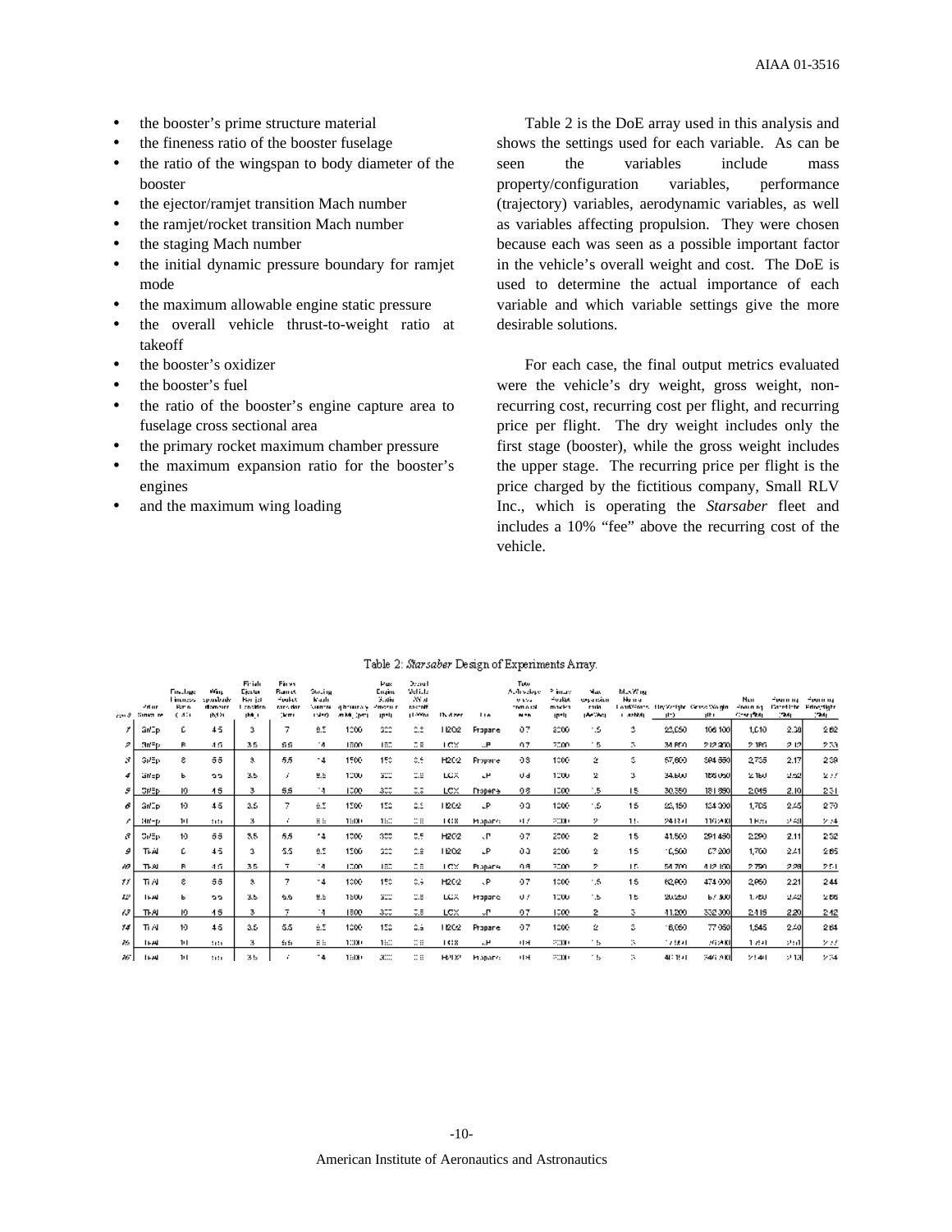- the booster's prime structure material
- the fineness ratio of the booster fuselage
- the ratio of the wingspan to body diameter of the booster
- the ejector/ramjet transition Mach number
- the ramjet/rocket transition Mach number
- the staging Mach number
- the initial dynamic pressure boundary for ramjet mode
- the maximum allowable engine static pressure
- the overall vehicle thrust-to-weight ratio at takeoff
- the booster's oxidizer
- the booster's fuel
- the ratio of the booster's engine capture area to fuselage cross sectional area
- the primary rocket maximum chamber pressure
- the maximum expansion ratio for the booster's engines
- and the maximum wing loading

Table 2 is the DoE array used in this analysis and shows the settings used for each variable. As can be seen the variables include mass property/configuration variables, performance (trajectory) variables, aerodynamic variables, as well as variables affecting propulsion. They were chosen because each was seen as a possible important factor in the vehicle's overall weight and cost. The DoE is used to determine the actual importance of each variable and which variable settings give the more desirable solutions.

For each case, the final output metrics evaluated were the vehicle's dry weight, gross weight, non-recurring cost, recurring cost per flight, and recurring price per flight. The dry weight includes only the first stage (booster), while the gross weight includes the upper stage. The recurring price per flight is the price charged by the fictitious company, Small RLV Inc., which is operating the *Starsaber* fleet and includes a 10% "fee" above the recurring cost of the vehicle.

Table 2: *Starsaber* Design of Experiments Array.

| case # | Prime Structure | Fuselage Fineness Ratio (L/D) | Wing span/body diameter (b/D) | Ejector/Ramjet Transition (M) | Ramjet/Rocket Transition (M) | Staging Mach Number (M) | q boundary (psf) | Max Engine Static Pressure (psi) | Overall Vehicle T/W at takeoff | Oxidizer | Fuel | Capture Area/Fuselage Area | Primary Rocket Pc (psi) | Max Expansion Ratio (Ae/At) | Max Wing Loading (psf) | Dry Weight (lb) | Gross Weight (lb) | Non-Recurring Cost ($M) | Recurring Cost/flight ($M) | Recurring Price/flight ($M) |
|---|---|---|---|---|---|---|---|---|---|---|---|---|---|---|---|---|---|---|---|---|
| 1 | Gr/Ep | 6 | 4.5 | 3 | 7 | 9.5 | 1200 | 200 | 0.8 | H2O2 | Propane | 0.7 | 2000 | 1.5 | 3 | 23,050 | 106,100 | 1,010 | 2.38 | 2.62 |
| 2 | Gr/Ep | 8 | 4.5 | 3.5 | 6.5 | 14 | 1800 | 150 | 0.8 | LOX | JP | 0.7 | 2000 | 3 | 3 | 34,550 | 212,200 | 2,186 | 2.12 | 2.33 |
| 3 | Gr/Ep | 8 | 5.5 | 3 | 5.5 | 14 | 1500 | 150 | 0.5 | H2O2 | Propane | 0.8 | 1000 | 2 | 3 | 57,800 | 594,550 | 2,735 | 2.17 | 2.39 |
| 4 | Gr/Ep | 6 | 5.5 | 3.5 | 7 | 9.5 | 1200 | 300 | 0.8 | LOX | JP | 0.8 | 1000 | 2 | 3 | 34,600 | 186,050 | 2,180 | 2.52 | 2.77 |
| 5 | Gr/Ep | 10 | 4.5 | 3 | 5.5 | 14 | 1200 | 300 | 0.5 | LOX | Propane | 0.8 | 1000 | 1.5 | 15 | 30,350 | 181,850 | 2,045 | 2.10 | 2.31 |
| 6 | Gr/Ep | 10 | 4.5 | 3.5 | 7 | 9.5 | 1500 | 150 | 0.5 | H2O2 | JP | 0.8 | 1000 | 1.5 | 15 | 23,150 | 134,000 | 1,785 | 2.45 | 2.70 |
| 7 | Gr/Ep | 10 | 5.5 | 3 | 7 | 9.5 | 1800 | 150 | 0.8 | LOX | Propane | 0.7 | 2000 | 2 | 15 | 24,100 | 116,200 | 1,695 | 2.49 | 2.74 |
| 8 | Gr/Ep | 10 | 5.5 | 3.5 | 5.5 | 14 | 1000 | 300 | 0.5 | H2O2 | JP | 0.7 | 2000 | 2 | 15 | 41,500 | 291,450 | 2,290 | 2.11 | 2.32 |
| 9 | Ti-Al | 6 | 4.5 | 3 | 5.5 | 9.5 | 1500 | 200 | 0.8 | H2O2 | JP | 0.8 | 2000 | 2 | 15 | 16,500 | 67,200 | 1,700 | 2.41 | 2.65 |
| 10 | Ti-Al | 8 | 4.5 | 3.5 | 7 | 14 | 1200 | 150 | 0.8 | LOX | Propane | 0.8 | 2000 | 2 | 15 | 54,700 | 412,100 | 2,790 | 2.28 | 2.51 |
| 11 | Ti-Al | 8 | 5.5 | 3 | 7 | 14 | 1000 | 150 | 0.5 | H2O2 | JP | 0.7 | 1000 | 1.5 | 15 | 62,900 | 474,000 | 2,950 | 2.21 | 2.44 |
| 12 | Ti-Al | 6 | 5.5 | 3.5 | 6.5 | 9.5 | 1800 | 300 | 0.8 | LOX | Propane | 0.7 | 1000 | 1.5 | 15 | 20,250 | 67,900 | 1,460 | 2.42 | 2.66 |
| 13 | Ti-Al | 10 | 4.5 | 3 | 7 | 14 | 1800 | 300 | 0.5 | LOX | JP | 0.7 | 1000 | 2 | 3 | 41,200 | 332,300 | 2,415 | 2.20 | 2.42 |
| 14 | Ti-Al | 10 | 4.5 | 3.5 | 5.5 | 9.5 | 1200 | 150 | 0.5 | H2O2 | Propane | 0.7 | 1000 | 2 | 3 | 18,050 | 77,050 | 1,545 | 2.40 | 2.64 |
| 15 | Ti-Al | 10 | 5.5 | 3 | 6.5 | 9.5 | 1000 | 150 | 0.8 | LOX | JP | 0.8 | 2000 | 1.5 | 3 | 17,500 | 76,200 | 1,701 | 2.52 | 2.77 |
| 16 | Ti-Al | 10 | 5.5 | 3.5 | 7 | 14 | 1800 | 300 | 0.8 | H2O2 | Propane | 0.8 | 2000 | 1.5 | 3 | 46,150 | 346,900 | 2,140 | 2.13 | 2.34 |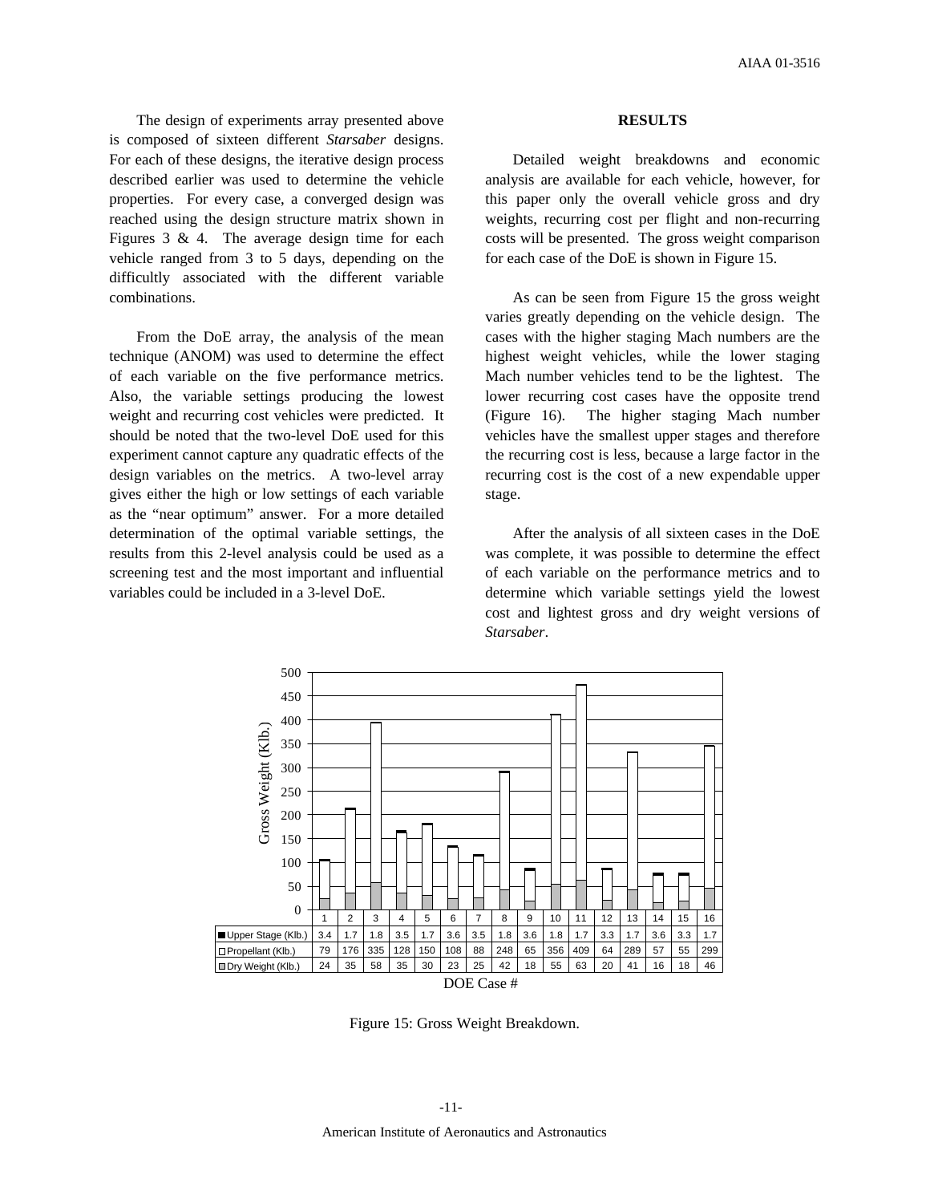The design of experiments array presented above is composed of sixteen different *Starsaber* designs. For each of these designs, the iterative design process described earlier was used to determine the vehicle properties. For every case, a converged design was reached using the design structure matrix shown in Figures 3 & 4. The average design time for each vehicle ranged from 3 to 5 days, depending on the difficultly associated with the different variable combinations.

From the DoE array, the analysis of the mean technique (ANOM) was used to determine the effect of each variable on the five performance metrics. Also, the variable settings producing the lowest weight and recurring cost vehicles were predicted. It should be noted that the two-level DoE used for this experiment cannot capture any quadratic effects of the design variables on the metrics. A two-level array gives either the high or low settings of each variable as the "near optimum" answer. For a more detailed determination of the optimal variable settings, the results from this 2-level analysis could be used as a screening test and the most important and influential variables could be included in a 3-level DoE.

## RESULTS

Detailed weight breakdowns and economic analysis are available for each vehicle, however, for this paper only the overall vehicle gross and dry weights, recurring cost per flight and non-recurring costs will be presented. The gross weight comparison for each case of the DoE is shown in Figure 15.

As can be seen from Figure 15 the gross weight varies greatly depending on the vehicle design. The cases with the higher staging Mach numbers are the highest weight vehicles, while the lower staging Mach number vehicles tend to be the lightest. The lower recurring cost cases have the opposite trend (Figure 16). The higher staging Mach number vehicles have the smallest upper stages and therefore the recurring cost is less, because a large factor in the recurring cost is the cost of a new expendable upper stage.

After the analysis of all sixteen cases in the DoE was complete, it was possible to determine the effect of each variable on the performance metrics and to determine which variable settings yield the lowest cost and lightest gross and dry weight versions of *Starsaber*.

| DOE Case # | 1 | 2 | 3 | 4 | 5 | 6 | 7 | 8 | 9 | 10 | 11 | 12 | 13 | 14 | 15 | 16 |
|---|---|---|---|---|---|---|---|---|---|---|---|---|---|---|---|---|
| Upper Stage (Klb.) | 3.4 | 1.7 | 1.8 | 3.5 | 1.7 | 3.6 | 3.5 | 1.8 | 3.6 | 1.8 | 1.7 | 3.3 | 1.7 | 3.6 | 3.3 | 1.7 |
| Propellant (Klb.) | 79 | 176 | 335 | 128 | 150 | 108 | 88 | 248 | 65 | 356 | 409 | 64 | 289 | 57 | 55 | 299 |
| Dry Weight (Klb.) | 24 | 35 | 58 | 35 | 30 | 23 | 25 | 42 | 18 | 55 | 63 | 20 | 41 | 16 | 18 | 46 |

Figure 15: Gross Weight Breakdown.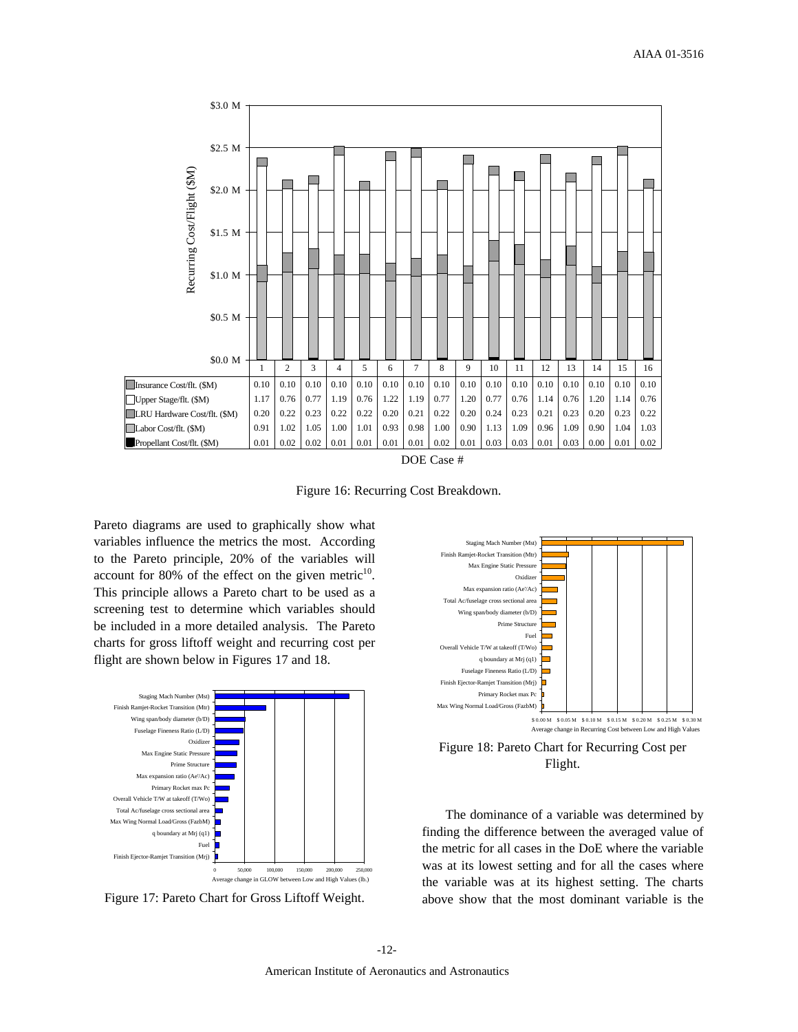| | 1 | 2 | 3 | 4 | 5 | 6 | 7 | 8 | 9 | 10 | 11 | 12 | 13 | 14 | 15 | 16 |
|---|---|---|---|---|---|---|---|---|---|---|---|---|---|---|---|---|
| Insurance Cost/flt. ($M) | 0.10 | 0.10 | 0.10 | 0.10 | 0.10 | 0.10 | 0.10 | 0.10 | 0.10 | 0.10 | 0.10 | 0.10 | 0.10 | 0.10 | 0.10 | 0.10 |
| Upper Stage/flt. ($M) | 1.17 | 0.76 | 0.77 | 1.19 | 0.76 | 1.22 | 1.19 | 0.77 | 1.20 | 0.77 | 0.76 | 1.14 | 0.76 | 1.20 | 1.14 | 0.76 |
| LRU Hardware Cost/flt. ($M) | 0.20 | 0.22 | 0.23 | 0.22 | 0.22 | 0.20 | 0.21 | 0.22 | 0.20 | 0.24 | 0.23 | 0.21 | 0.23 | 0.20 | 0.23 | 0.22 |
| Labor Cost/flt. ($M) | 0.91 | 1.02 | 1.05 | 1.00 | 1.01 | 0.93 | 0.98 | 1.00 | 0.90 | 1.13 | 1.09 | 0.96 | 1.09 | 0.90 | 1.04 | 1.03 |
| Propellant Cost/flt. ($M) | 0.01 | 0.02 | 0.02 | 0.01 | 0.01 | 0.01 | 0.01 | 0.02 | 0.01 | 0.03 | 0.03 | 0.01 | 0.03 | 0.00 | 0.01 | 0.02 |

Figure 16: Recurring Cost Breakdown.

Pareto diagrams are used to graphically show what variables influence the metrics the most. According to the Pareto principle, 20% of the variables will account for 80% of the effect on the given metric[10]. This principle allows a Pareto chart to be used as a screening test to determine which variables should be included in a more detailed analysis. The Pareto charts for gross liftoff weight and recurring cost per flight are shown below in Figures 17 and 18.

Figure 17: Pareto Chart for Gross Liftoff Weight.

Figure 18: Pareto Chart for Recurring Cost per Flight.

The dominance of a variable was determined by finding the difference between the averaged value of the metric for all cases in the DoE where the variable was at its lowest setting and for all the cases where the variable was at its highest setting. The charts above show that the most dominant variable is the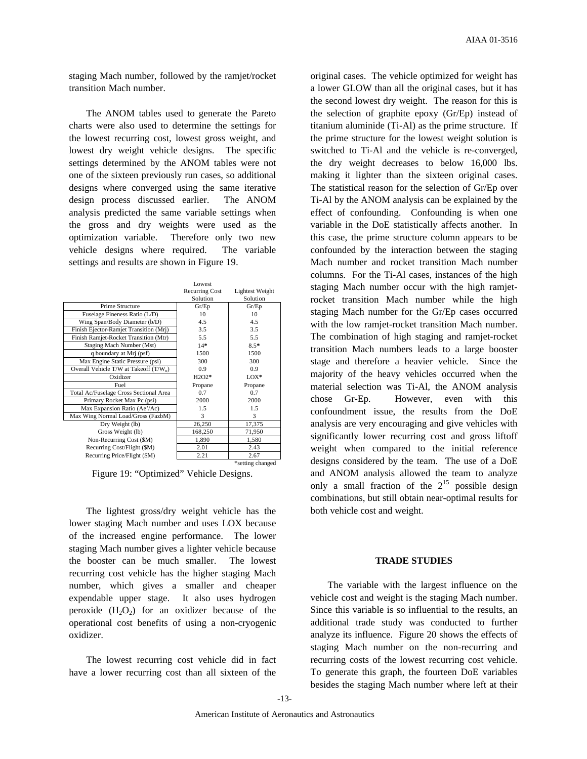staging Mach number, followed by the ramjet/rocket transition Mach number.

The ANOM tables used to generate the Pareto charts were also used to determine the settings for the lowest recurring cost, lowest gross weight, and lowest dry weight vehicle designs. The specific settings determined by the ANOM tables were not one of the sixteen previously run cases, so additional designs where converged using the same iterative design process discussed earlier. The ANOM analysis predicted the same variable settings when the gross and dry weights were used as the optimization variable. Therefore only two new vehicle designs where required. The variable settings and results are shown in Figure 19.

| | Lowest Recurring Cost Solution | Lightest Weight Solution |
|---|---|---|
| Prime Structure | Gr/Ep | Gr/Ep |
| Fuselage Fineness Ratio (L/D) | 10 | 10 |
| Wing Span/Body Diameter (b/D) | 4.5 | 4.5 |
| Finish Ejector-Ramjet Transition (Mrj) | 3.5 | 3.5 |
| Finish Ramjet-Rocket Transition (Mtr) | 5.5 | 5.5 |
| Staging Mach Number (Mst) | 14* | 8.5* |
| q boundary at Mrj (psf) | 1500 | 1500 |
| Max Engine Static Pressure (psi) | 300 | 300 |
| Overall Vehicle T/W at Takeoff ($T/W_o$) | 0.9 | 0.9 |
| Oxidizer | H2O2* | LOX* |
| Fuel | Propane | Propane |
| Total Ac/Fuselage Cross Sectional Area | 0.7 | 0.7 |
| Primary Rocket Max Pc (psi) | 2000 | 2000 |
| Max Expansion Ratio (Ae'/Ac) | 1.5 | 1.5 |
| Max Wing Normal Load/Gross (FazbM) | 3 | 3 |
| Dry Weight (lb) | 26,250 | 17,375 |
| Gross Weight (lb) | 168,250 | 71,950 |
| Non-Recurring Cost ($M) | 1,890 | 1,580 |
| Recurring Cost/Flight ($M) | 2.01 | 2.43 |
| Recurring Price/Flight ($M) | 2.21 | 2.67 |

*setting changed

Figure 19: "Optimized" Vehicle Designs.

The lightest gross/dry weight vehicle has the lower staging Mach number and uses LOX because of the increased engine performance. The lower staging Mach number gives a lighter vehicle because the booster can be much smaller. The lowest recurring cost vehicle has the higher staging Mach number, which gives a smaller and cheaper expendable upper stage. It also uses hydrogen peroxide ($H_2O_2$) for an oxidizer because of the operational cost benefits of using a non-cryogenic oxidizer.

The lowest recurring cost vehicle did in fact have a lower recurring cost than all sixteen of the original cases. The vehicle optimized for weight has a lower GLOW than all the original cases, but it has the second lowest dry weight. The reason for this is the selection of graphite epoxy (Gr/Ep) instead of titanium aluminide (Ti-Al) as the prime structure. If the prime structure for the lowest weight solution is switched to Ti-Al and the vehicle is re-converged, the dry weight decreases to below 16,000 lbs. making it lighter than the sixteen original cases. The statistical reason for the selection of Gr/Ep over Ti-Al by the ANOM analysis can be explained by the effect of confounding. Confounding is when one variable in the DoE statistically affects another. In this case, the prime structure column appears to be confounded by the interaction between the staging Mach number and rocket transition Mach number columns. For the Ti-Al cases, instances of the high staging Mach number occur with the high ramjet-rocket transition Mach number while the high staging Mach number for the Gr/Ep cases occurred with the low ramjet-rocket transition Mach number. The combination of high staging and ramjet-rocket transition Mach numbers leads to a large booster stage and therefore a heavier vehicle. Since the majority of the heavy vehicles occurred when the material selection was Ti-Al, the ANOM analysis chose Gr-Ep. However, even with this confoundment issue, the results from the DoE analysis are very encouraging and give vehicles with significantly lower recurring cost and gross liftoff weight when compared to the initial reference designs considered by the team. The use of a DoE and ANOM analysis allowed the team to analyze only a small fraction of the $2^{15}$ possible design combinations, but still obtain near-optimal results for both vehicle cost and weight.

## TRADE STUDIES

The variable with the largest influence on the vehicle cost and weight is the staging Mach number. Since this variable is so influential to the results, an additional trade study was conducted to further analyze its influence. Figure 20 shows the effects of staging Mach number on the non-recurring and recurring costs of the lowest recurring cost vehicle. To generate this graph, the fourteen DoE variables besides the staging Mach number where left at their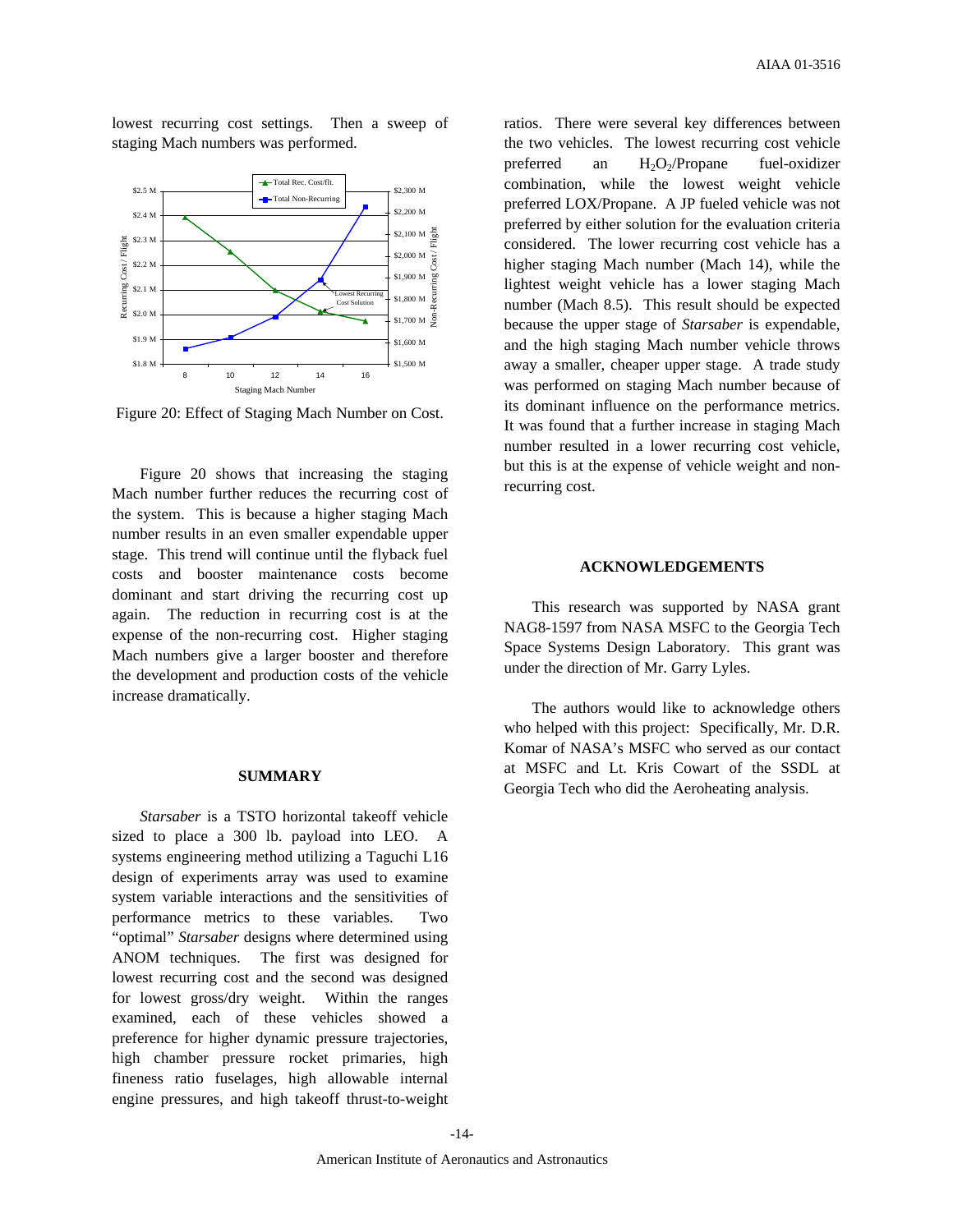lowest recurring cost settings. Then a sweep of staging Mach numbers was performed.

Figure 20: Effect of Staging Mach Number on Cost.

Figure 20 shows that increasing the staging Mach number further reduces the recurring cost of the system. This is because a higher staging Mach number results in an even smaller expendable upper stage. This trend will continue until the flyback fuel costs and booster maintenance costs become dominant and start driving the recurring cost up again. The reduction in recurring cost is at the expense of the non-recurring cost. Higher staging Mach numbers give a larger booster and therefore the development and production costs of the vehicle increase dramatically.

## SUMMARY

*Starsaber* is a TSTO horizontal takeoff vehicle sized to place a 300 lb. payload into LEO. A systems engineering method utilizing a Taguchi L16 design of experiments array was used to examine system variable interactions and the sensitivities of performance metrics to these variables. Two "optimal" *Starsaber* designs where determined using ANOM techniques. The first was designed for lowest recurring cost and the second was designed for lowest gross/dry weight. Within the ranges examined, each of these vehicles showed a preference for higher dynamic pressure trajectories, high chamber pressure rocket primaries, high fineness ratio fuselages, high allowable internal engine pressures, and high takeoff thrust-to-weight ratios. There were several key differences between the two vehicles. The lowest recurring cost vehicle preferred an $H_2O_2$/Propane fuel-oxidizer combination, while the lowest weight vehicle preferred LOX/Propane. A JP fueled vehicle was not preferred by either solution for the evaluation criteria considered. The lower recurring cost vehicle has a higher staging Mach number (Mach 14), while the lightest weight vehicle has a lower staging Mach number (Mach 8.5). This result should be expected because the upper stage of *Starsaber* is expendable, and the high staging Mach number vehicle throws away a smaller, cheaper upper stage. A trade study was performed on staging Mach number because of its dominant influence on the performance metrics. It was found that a further increase in staging Mach number resulted in a lower recurring cost vehicle, but this is at the expense of vehicle weight and non-recurring cost.

## ACKNOWLEDGEMENTS

This research was supported by NASA grant NAG8-1597 from NASA MSFC to the Georgia Tech Space Systems Design Laboratory. This grant was under the direction of Mr. Garry Lyles.

The authors would like to acknowledge others who helped with this project: Specifically, Mr. D.R. Komar of NASA's MSFC who served as our contact at MSFC and Lt. Kris Cowart of the SSDL at Georgia Tech who did the Aeroheating analysis.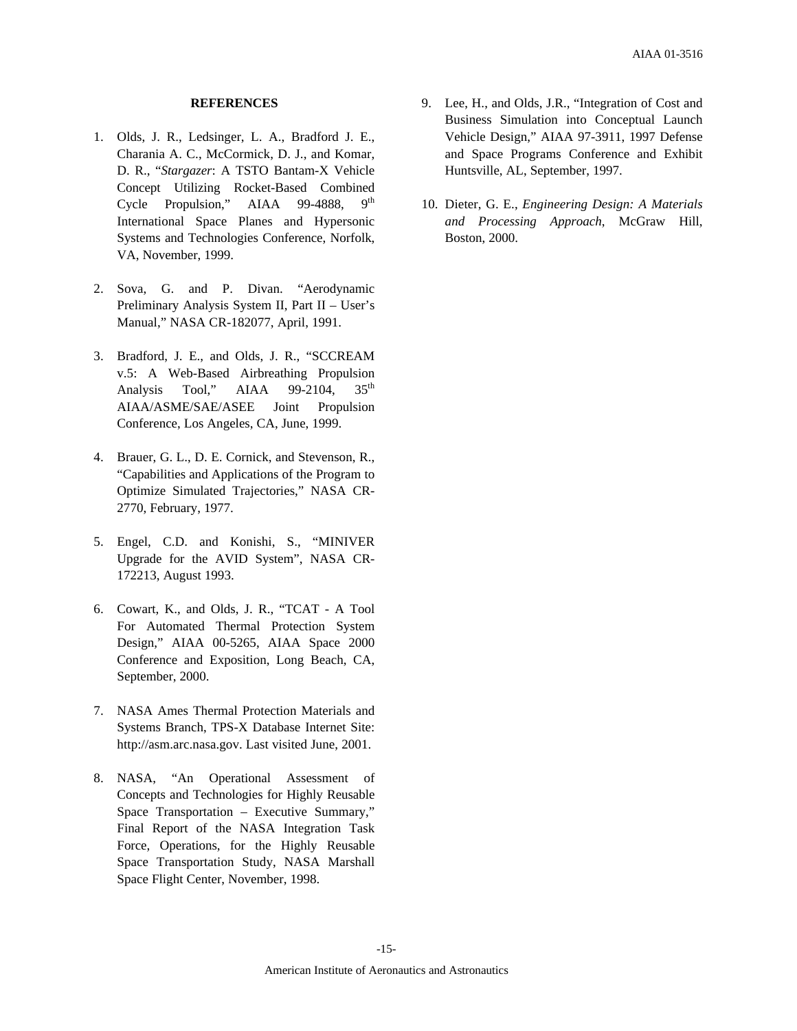## REFERENCES

1. Olds, J. R., Ledsinger, L. A., Bradford J. E., Charania A. C., McCormick, D. J., and Komar, D. R., "*Stargazer*: A TSTO Bantam-X Vehicle Concept Utilizing Rocket-Based Combined Cycle Propulsion," AIAA 99-4888, 9th International Space Planes and Hypersonic Systems and Technologies Conference, Norfolk, VA, November, 1999.

2. Sova, G. and P. Divan. "Aerodynamic Preliminary Analysis System II, Part II – User's Manual," NASA CR-182077, April, 1991.

3. Bradford, J. E., and Olds, J. R., "SCCREAM v.5: A Web-Based Airbreathing Propulsion Analysis Tool," AIAA 99-2104, 35th AIAA/ASME/SAE/ASEE Joint Propulsion Conference, Los Angeles, CA, June, 1999.

4. Brauer, G. L., D. E. Cornick, and Stevenson, R., "Capabilities and Applications of the Program to Optimize Simulated Trajectories," NASA CR-2770, February, 1977.

5. Engel, C.D. and Konishi, S., "MINIVER Upgrade for the AVID System", NASA CR-172213, August 1993.

6. Cowart, K., and Olds, J. R., "TCAT - A Tool For Automated Thermal Protection System Design," AIAA 00-5265, AIAA Space 2000 Conference and Exposition, Long Beach, CA, September, 2000.

7. NASA Ames Thermal Protection Materials and Systems Branch, TPS-X Database Internet Site: http://asm.arc.nasa.gov. Last visited June, 2001.

8. NASA, "An Operational Assessment of Concepts and Technologies for Highly Reusable Space Transportation – Executive Summary," Final Report of the NASA Integration Task Force, Operations, for the Highly Reusable Space Transportation Study, NASA Marshall Space Flight Center, November, 1998.

9. Lee, H., and Olds, J.R., "Integration of Cost and Business Simulation into Conceptual Launch Vehicle Design," AIAA 97-3911, 1997 Defense and Space Programs Conference and Exhibit Huntsville, AL, September, 1997.

10. Dieter, G. E., *Engineering Design: A Materials and Processing Approach*, McGraw Hill, Boston, 2000.